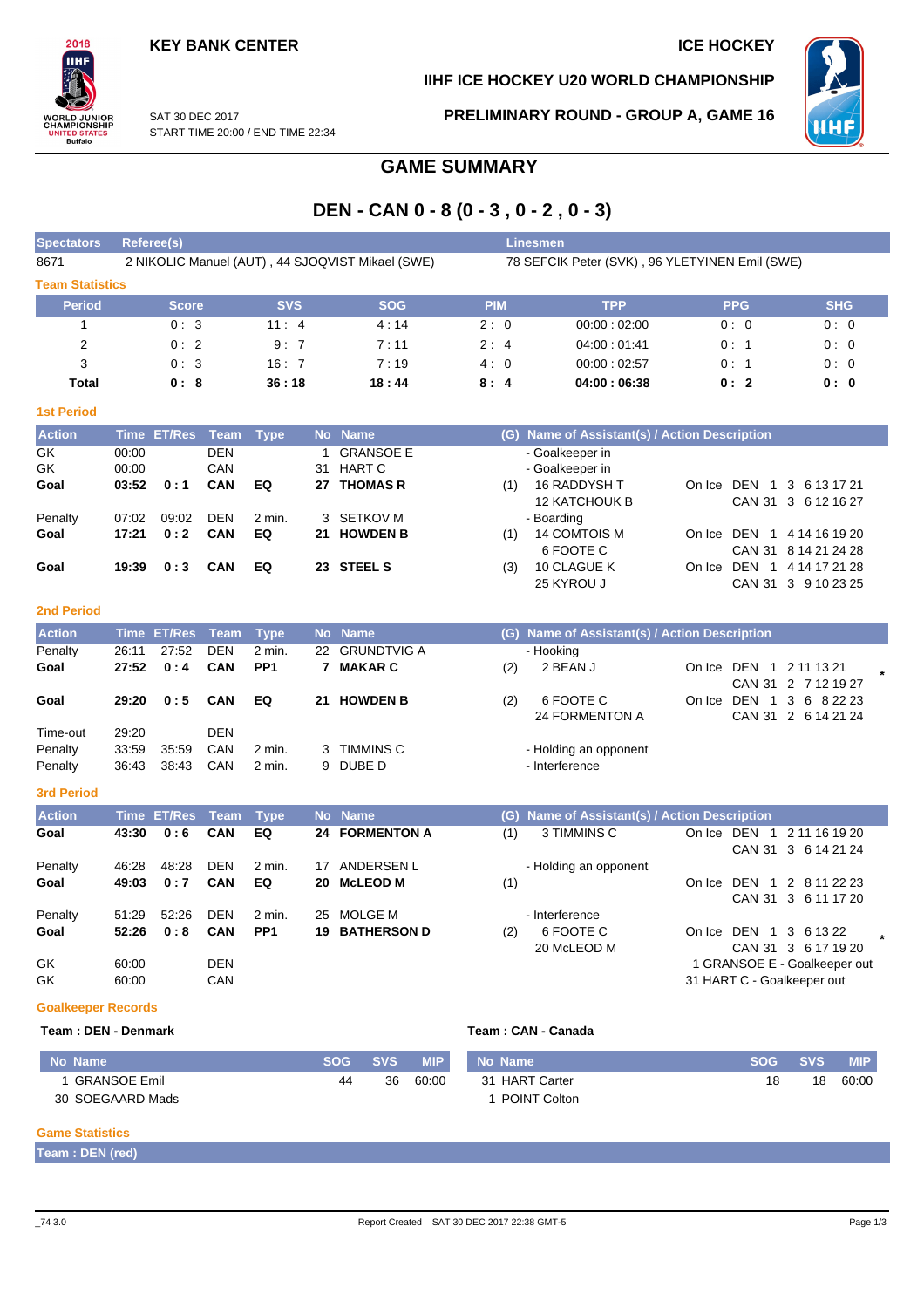KEY BANK CENTER

ICE HOCKEY

IIHF ICE HOCKEY U20 WORLD CHAMPIONSHIP

SAT 30 DEC 2017
START TIME 20:00 / END TIME 22:34

PRELIMINARY ROUND - GROUP A, GAME 16

# GAME SUMMARY

## DEN - CAN 0 - 8 (0 - 3 , 0 - 2 , 0 - 3)

| Spectators | Referee(s) | Linesmen |
|---|---|---|
| 8671 | 2 NIKOLIC Manuel (AUT) , 44 SJOQVIST Mikael (SWE) | 78 SEFCIK Peter (SVK) , 96 YLETYINEN Emil (SWE) |

### Team Statistics

| Period | Score | SVS | SOG | PIM | TPP | PPG | SHG |
|---|---|---|---|---|---|---|---|
| 1 | 0 : 3 | 11 : 4 | 4 : 14 | 2 : 0 | 00:00 : 02:00 | 0 : 0 | 0 : 0 |
| 2 | 0 : 2 | 9 : 7 | 7 : 11 | 2 : 4 | 04:00 : 01:41 | 0 : 1 | 0 : 0 |
| 3 | 0 : 3 | 16 : 7 | 7 : 19 | 4 : 0 | 00:00 : 02:57 | 0 : 1 | 0 : 0 |
| **Total** | **0 : 8** | **36 : 18** | **18 : 44** | **8 : 4** | **04:00 : 06:38** | **0 : 2** | **0 : 0** |

### 1st Period

| Action | Time | ET/Res | Team | Type | No | Name | (G) | Name of Assistant(s) / Action Description | On Ice |
|---|---|---|---|---|---|---|---|---|---|
| GK | 00:00 | | DEN | | 1 | GRANSOE E | | - Goalkeeper in | |
| GK | 00:00 | | CAN | | 31 | HART C | | - Goalkeeper in | |
| **Goal** | **03:52** | **0 : 1** | **CAN** | **EQ** | **27** | **THOMAS R** | (1) | 16 RADDYSH T<br>12 KATCHOUK B | DEN 1 3 6 13 17 21<br>CAN 31 3 6 12 16 27 |
| Penalty | 07:02 | 09:02 | DEN | 2 min. | 3 | SETKOV M | | - Boarding | |
| **Goal** | **17:21** | **0 : 2** | **CAN** | **EQ** | **21** | **HOWDEN B** | (1) | 14 COMTOIS M<br>6 FOOTE C | DEN 1 4 14 16 19 20<br>CAN 31 8 14 21 24 28 |
| **Goal** | **19:39** | **0 : 3** | **CAN** | **EQ** | **23** | **STEEL S** | (3) | 10 CLAGUE K<br>25 KYROU J | DEN 1 4 14 17 21 28<br>CAN 31 3 9 10 23 25 |

### 2nd Period

| Action | Time | ET/Res | Team | Type | No | Name | (G) | Name of Assistant(s) / Action Description | On Ice |
|---|---|---|---|---|---|---|---|---|---|
| Penalty | 26:11 | 27:52 | DEN | 2 min. | 22 | GRUNDTVIG A | | - Hooking | |
| **Goal** | **27:52** | **0 : 4** | **CAN** | **PP1** | **7** | **MAKAR C** | (2) | 2 BEAN J | DEN 1 2 11 13 21<br>CAN 31 2 7 12 19 27 * |
| **Goal** | **29:20** | **0 : 5** | **CAN** | **EQ** | **21** | **HOWDEN B** | (2) | 6 FOOTE C<br>24 FORMENTON A | DEN 1 3 6 8 22 23<br>CAN 31 2 6 14 21 24 |
| Time-out | 29:20 | | DEN | | | | | | |
| Penalty | 33:59 | 35:59 | CAN | 2 min. | 3 | TIMMINS C | | - Holding an opponent | |
| Penalty | 36:43 | 38:43 | CAN | 2 min. | 9 | DUBE D | | - Interference | |

### 3rd Period

| Action | Time | ET/Res | Team | Type | No | Name | (G) | Name of Assistant(s) / Action Description | On Ice |
|---|---|---|---|---|---|---|---|---|---|
| **Goal** | **43:30** | **0 : 6** | **CAN** | **EQ** | **24** | **FORMENTON A** | (1) | 3 TIMMINS C | DEN 1 2 11 16 19 20<br>CAN 31 3 6 14 21 24 |
| Penalty | 46:28 | 48:28 | DEN | 2 min. | 17 | ANDERSEN L | | - Holding an opponent | |
| **Goal** | **49:03** | **0 : 7** | **CAN** | **EQ** | **20** | **McLEOD M** | (1) | | DEN 1 2 8 11 22 23<br>CAN 31 3 6 11 17 20 |
| Penalty | 51:29 | 52:26 | DEN | 2 min. | 25 | MOLGE M | | - Interference | |
| **Goal** | **52:26** | **0 : 8** | **CAN** | **PP1** | **19** | **BATHERSON D** | (2) | 6 FOOTE C<br>20 McLEOD M | DEN 1 3 6 13 22<br>CAN 31 3 6 17 19 20 * |
| GK | 60:00 | | DEN | | | | | 1 GRANSOE E - Goalkeeper out | |
| GK | 60:00 | | CAN | | | | | 31 HART C - Goalkeeper out | |

### Goalkeeper Records

**Team : DEN - Denmark**

| No Name | SOG | SVS | MIP |
|---|---|---|---|
| 1 GRANSOE Emil | 44 | 36 | 60:00 |
| 30 SOEGAARD Mads | | | |

**Team : CAN - Canada**

| No Name | SOG | SVS | MIP |
|---|---|---|---|
| 31 HART Carter | 18 | 18 | 60:00 |
| 1 POINT Colton | | | |

### Game Statistics

**Team : DEN (red)**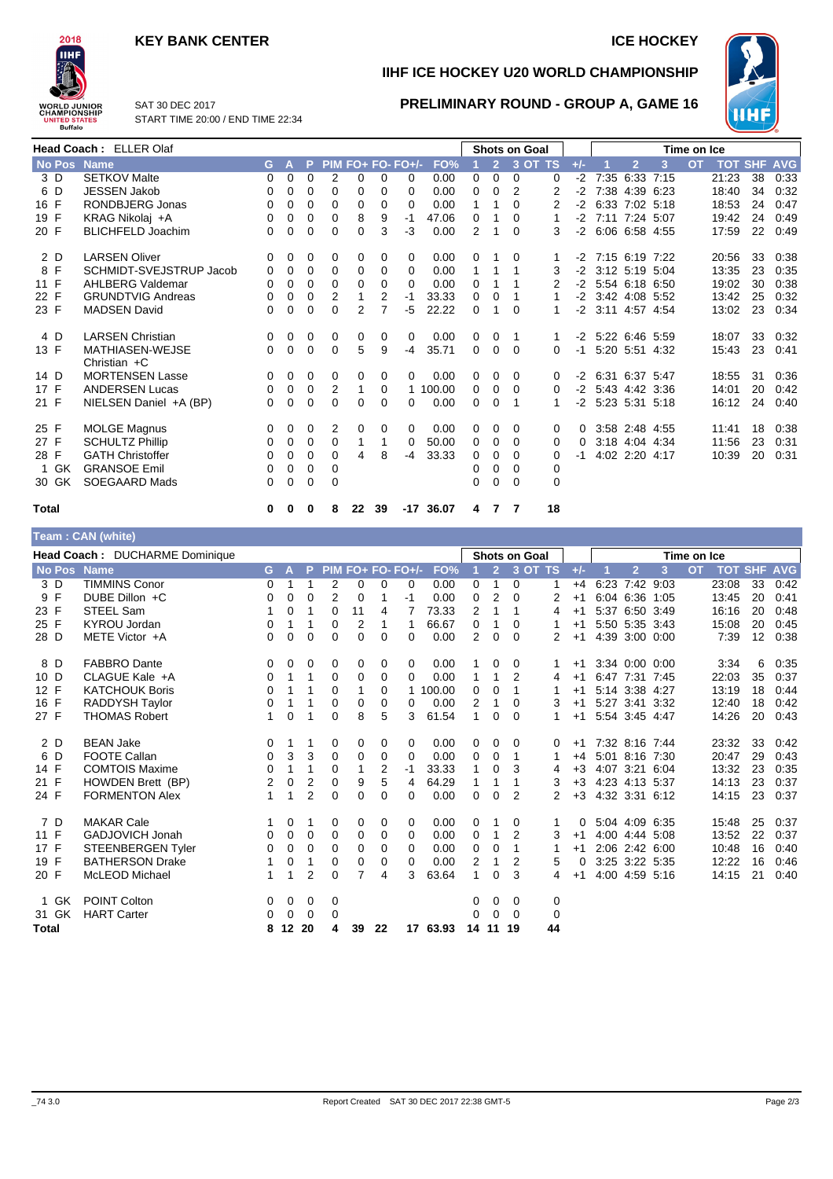**KEY BANK CENTER** | **ICE HOCKEY**

SAT 30 DEC 2017
START TIME 20:00 / END TIME 22:34

## IIHF ICE HOCKEY U20 WORLD CHAMPIONSHIP

### PRELIMINARY ROUND - GROUP A, GAME 16

**Head Coach : ELLER Olaf**

| No | Pos | Name | G | A | P | PIM | FO+ | FO- | FO+/- | FO% | Shots 1 | Shots 2 | Shots 3 | Shots OT | Shots TS | +/- | TOI 1 | TOI 2 | TOI 3 | TOI OT | TOT | SHF | AVG |
|---|---|---|---|---|---|---|---|---|---|---|---|---|---|---|---|---|---|---|---|---|---|---|---|
| 3 | D | SETKOV Malte | 0 | 0 | 0 | 2 | 0 | 0 | 0 | 0.00 | 0 | 0 | 0 | | 0 | -2 | 7:35 | 6:33 | 7:15 | | 21:23 | 38 | 0:33 |
| 6 | D | JESSEN Jakob | 0 | 0 | 0 | 0 | 0 | 0 | 0 | 0.00 | 0 | 0 | 2 | | 2 | -2 | 7:38 | 4:39 | 6:23 | | 18:40 | 34 | 0:32 |
| 16 | F | RONDBJERG Jonas | 0 | 0 | 0 | 0 | 0 | 0 | 0 | 0.00 | 1 | 1 | 0 | | 2 | -2 | 6:33 | 7:02 | 5:18 | | 18:53 | 24 | 0:47 |
| 19 | F | KRAG Nikolaj +A | 0 | 0 | 0 | 0 | 8 | 9 | -1 | 47.06 | 0 | 1 | 0 | | 1 | -2 | 7:11 | 7:24 | 5:07 | | 19:42 | 24 | 0:49 |
| 20 | F | BLICHFELD Joachim | 0 | 0 | 0 | 0 | 0 | 3 | -3 | 0.00 | 2 | 1 | 0 | | 3 | -2 | 6:06 | 6:58 | 4:55 | | 17:59 | 22 | 0:49 |
| 2 | D | LARSEN Oliver | 0 | 0 | 0 | 0 | 0 | 0 | 0 | 0.00 | 0 | 1 | 0 | | 1 | -2 | 7:15 | 6:19 | 7:22 | | 20:56 | 33 | 0:38 |
| 8 | F | SCHMIDT-SVEJSTRUP Jacob | 0 | 0 | 0 | 0 | 0 | 0 | 0 | 0.00 | 1 | 1 | 1 | | 3 | -2 | 3:12 | 5:19 | 5:04 | | 13:35 | 23 | 0:35 |
| 11 | F | AHLBERG Valdemar | 0 | 0 | 0 | 0 | 0 | 0 | 0 | 0.00 | 0 | 1 | 1 | | 2 | -2 | 5:54 | 6:18 | 6:50 | | 19:02 | 30 | 0:38 |
| 22 | F | GRUNDTVIG Andreas | 0 | 0 | 0 | 2 | 1 | 2 | -1 | 33.33 | 0 | 0 | 1 | | 1 | -2 | 3:42 | 4:08 | 5:52 | | 13:42 | 25 | 0:32 |
| 23 | F | MADSEN David | 0 | 0 | 0 | 0 | 2 | 7 | -5 | 22.22 | 0 | 1 | 0 | | 1 | -2 | 3:11 | 4:57 | 4:54 | | 13:02 | 23 | 0:34 |
| 4 | D | LARSEN Christian | 0 | 0 | 0 | 0 | 0 | 0 | 0 | 0.00 | 0 | 0 | 1 | | 1 | -2 | 5:22 | 6:46 | 5:59 | | 18:07 | 33 | 0:32 |
| 13 | F | MATHIASEN-WEJSE Christian +C | 0 | 0 | 0 | 0 | 5 | 9 | -4 | 35.71 | 0 | 0 | 0 | | 0 | -1 | 5:20 | 5:51 | 4:32 | | 15:43 | 23 | 0:41 |
| 14 | D | MORTENSEN Lasse | 0 | 0 | 0 | 0 | 0 | 0 | 0 | 0.00 | 0 | 0 | 0 | | 0 | -2 | 6:31 | 6:37 | 5:47 | | 18:55 | 31 | 0:36 |
| 17 | F | ANDERSEN Lucas | 0 | 0 | 0 | 2 | 1 | 0 | 1 | 100.00 | 0 | 0 | 0 | | 0 | -2 | 5:43 | 4:42 | 3:36 | | 14:01 | 20 | 0:42 |
| 21 | F | NIELSEN Daniel +A (BP) | 0 | 0 | 0 | 0 | 0 | 0 | 0 | 0.00 | 0 | 0 | 1 | | 1 | -2 | 5:23 | 5:31 | 5:18 | | 16:12 | 24 | 0:40 |
| 25 | F | MOLGE Magnus | 0 | 0 | 0 | 2 | 0 | 0 | 0 | 0.00 | 0 | 0 | 0 | | 0 | 0 | 3:58 | 2:48 | 4:55 | | 11:41 | 18 | 0:38 |
| 27 | F | SCHULTZ Phillip | 0 | 0 | 0 | 0 | 1 | 1 | 0 | 50.00 | 0 | 0 | 0 | | 0 | 0 | 3:18 | 4:04 | 4:34 | | 11:56 | 23 | 0:31 |
| 28 | F | GATH Christoffer | 0 | 0 | 0 | 0 | 4 | 8 | -4 | 33.33 | 0 | 0 | 0 | | 0 | -1 | 4:02 | 2:20 | 4:17 | | 10:39 | 20 | 0:31 |
| 1 | GK | GRANSOE Emil | 0 | 0 | 0 | 0 | | | | | 0 | 0 | 0 | | 0 | | | | | | | | |
| 30 | GK | SOEGAARD Mads | 0 | 0 | 0 | 0 | | | | | 0 | 0 | 0 | | 0 | | | | | | | | |
| **Total** | | | **0** | **0** | **0** | **8** | **22** | **39** | **-17** | **36.07** | **4** | **7** | **7** | | **18** | | | | | | | | |

**Team : CAN (white)**

**Head Coach : DUCHARME Dominique**

| No | Pos | Name | G | A | P | PIM | FO+ | FO- | FO+/- | FO% | Shots 1 | Shots 2 | Shots 3 | Shots OT | Shots TS | +/- | TOI 1 | TOI 2 | TOI 3 | TOI OT | TOT | SHF | AVG |
|---|---|---|---|---|---|---|---|---|---|---|---|---|---|---|---|---|---|---|---|---|---|---|---|
| 3 | D | TIMMINS Conor | 0 | 1 | 1 | 2 | 0 | 0 | 0 | 0.00 | 0 | 1 | 0 | | 1 | +4 | 6:23 | 7:42 | 9:03 | | 23:08 | 33 | 0:42 |
| 9 | F | DUBE Dillon +C | 0 | 0 | 0 | 2 | 0 | 1 | -1 | 0.00 | 0 | 2 | 0 | | 2 | +1 | 6:04 | 6:36 | 1:05 | | 13:45 | 20 | 0:41 |
| 23 | F | STEEL Sam | 1 | 0 | 1 | 0 | 11 | 4 | 7 | 73.33 | 2 | 1 | 1 | | 4 | +1 | 5:37 | 6:50 | 3:49 | | 16:16 | 20 | 0:48 |
| 25 | F | KYROU Jordan | 0 | 1 | 1 | 0 | 2 | 1 | 1 | 66.67 | 0 | 1 | 0 | | 1 | +1 | 5:50 | 5:35 | 3:43 | | 15:08 | 20 | 0:45 |
| 28 | D | METE Victor +A | 0 | 0 | 0 | 0 | 0 | 0 | 0 | 0.00 | 2 | 0 | 0 | | 2 | +1 | 4:39 | 3:00 | 0:00 | | 7:39 | 12 | 0:38 |
| 8 | D | FABBRO Dante | 0 | 0 | 0 | 0 | 0 | 0 | 0 | 0.00 | 1 | 0 | 0 | | 1 | +1 | 3:34 | 0:00 | 0:00 | | 3:34 | 6 | 0:35 |
| 10 | D | CLAGUE Kale +A | 0 | 1 | 1 | 0 | 0 | 0 | 0 | 0.00 | 1 | 1 | 2 | | 4 | +1 | 6:47 | 7:31 | 7:45 | | 22:03 | 35 | 0:37 |
| 12 | F | KATCHOUK Boris | 0 | 1 | 1 | 0 | 1 | 0 | 1 | 100.00 | 0 | 0 | 1 | | 1 | +1 | 5:14 | 3:38 | 4:27 | | 13:19 | 18 | 0:44 |
| 16 | F | RADDYSH Taylor | 0 | 1 | 1 | 0 | 0 | 0 | 0 | 0.00 | 2 | 1 | 0 | | 3 | +1 | 5:27 | 3:41 | 3:32 | | 12:40 | 18 | 0:42 |
| 27 | F | THOMAS Robert | 1 | 0 | 1 | 0 | 8 | 5 | 3 | 61.54 | 1 | 0 | 0 | | 1 | +1 | 5:54 | 3:45 | 4:47 | | 14:26 | 20 | 0:43 |
| 2 | D | BEAN Jake | 0 | 1 | 1 | 0 | 0 | 0 | 0 | 0.00 | 0 | 0 | 0 | | 0 | +1 | 7:32 | 8:16 | 7:44 | | 23:32 | 33 | 0:42 |
| 6 | D | FOOTE Callan | 0 | 3 | 3 | 0 | 0 | 0 | 0 | 0.00 | 0 | 0 | 1 | | 1 | +4 | 5:01 | 8:16 | 7:30 | | 20:47 | 29 | 0:43 |
| 14 | F | COMTOIS Maxime | 0 | 1 | 1 | 0 | 1 | 2 | -1 | 33.33 | 1 | 0 | 3 | | 4 | +3 | 4:07 | 3:21 | 6:04 | | 13:32 | 23 | 0:35 |
| 21 | F | HOWDEN Brett (BP) | 2 | 0 | 2 | 0 | 9 | 5 | 4 | 64.29 | 1 | 1 | 1 | | 3 | +3 | 4:23 | 4:13 | 5:37 | | 14:13 | 23 | 0:37 |
| 24 | F | FORMENTON Alex | 1 | 1 | 2 | 0 | 0 | 0 | 0 | 0.00 | 0 | 0 | 2 | | 2 | +3 | 4:32 | 3:31 | 6:12 | | 14:15 | 23 | 0:37 |
| 7 | D | MAKAR Cale | 1 | 0 | 1 | 0 | 0 | 0 | 0 | 0.00 | 0 | 1 | 0 | | 1 | 0 | 5:04 | 4:09 | 6:35 | | 15:48 | 25 | 0:37 |
| 11 | F | GADJOVICH Jonah | 0 | 0 | 0 | 0 | 0 | 0 | 0 | 0.00 | 0 | 1 | 2 | | 3 | +1 | 4:00 | 4:44 | 5:08 | | 13:52 | 22 | 0:37 |
| 17 | F | STEENBERGEN Tyler | 0 | 0 | 0 | 0 | 0 | 0 | 0 | 0.00 | 0 | 0 | 1 | | 1 | +1 | 2:06 | 2:42 | 6:00 | | 10:48 | 16 | 0:40 |
| 19 | F | BATHERSON Drake | 1 | 0 | 1 | 0 | 0 | 0 | 0 | 0.00 | 2 | 1 | 2 | | 5 | 0 | 3:25 | 3:22 | 5:35 | | 12:22 | 16 | 0:46 |
| 20 | F | McLEOD Michael | 1 | 1 | 2 | 0 | 7 | 4 | 3 | 63.64 | 1 | 0 | 3 | | 4 | +1 | 4:00 | 4:59 | 5:16 | | 14:15 | 21 | 0:40 |
| 1 | GK | POINT Colton | 0 | 0 | 0 | 0 | | | | | 0 | 0 | 0 | | 0 | | | | | | | | |
| 31 | GK | HART Carter | 0 | 0 | 0 | 0 | | | | | 0 | 0 | 0 | | 0 | | | | | | | | |
| **Total** | | | **8** | **12** | **20** | **4** | **39** | **22** | **17** | **63.93** | **14** | **11** | **19** | | **44** | | | | | | | | |

_74 3.0 | Report Created SAT 30 DEC 2017 22:38 GMT-5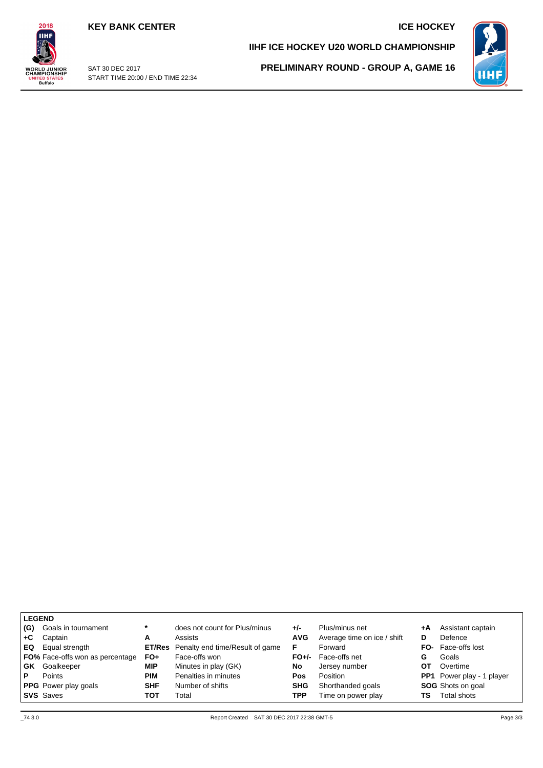**LEGEND**

| | | | | | | | |
|---|---|---|---|---|---|---|---|
| **(G)** | Goals in tournament | ***** | does not count for Plus/minus | **+/-** | Plus/minus net | **+A** | Assistant captain |
| **+C** | Captain | **A** | Assists | **AVG** | Average time on ice / shift | **D** | Defence |
| **EQ** | Equal strength | **ET/Res** | Penalty end time/Result of game | **F** | Forward | **FO-** | Face-offs lost |
| **FO%** | Face-offs won as percentage | **FO+** | Face-offs won | **FO+/-** | Face-offs net | **G** | Goals |
| **GK** | Goalkeeper | **MIP** | Minutes in play (GK) | **No** | Jersey number | **OT** | Overtime |
| **P** | Points | **PIM** | Penalties in minutes | **Pos** | Position | **PP1** | Power play - 1 player |
| **PPG** | Power play goals | **SHF** | Number of shifts | **SHG** | Shorthanded goals | **SOG** | Shots on goal |
| **SVS** | Saves | **TOT** | Total | **TPP** | Time on power play | **TS** | Total shots |

_74 3.0 Report Created SAT 30 DEC 2017 22:38 GMT-5